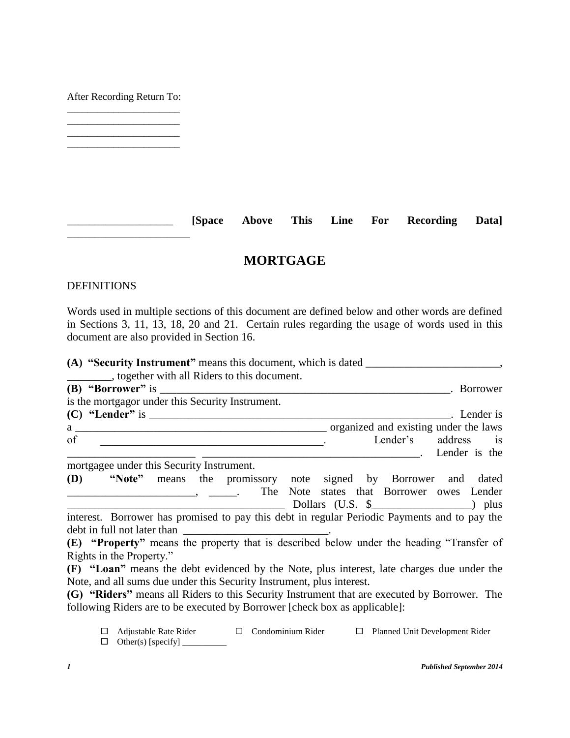After Recording Return To:

______________________
______________________
______________________
______________________

___________________ **[Space Above This Line For Recording Data]** ______________________

# MORTGAGE

DEFINITIONS

Words used in multiple sections of this document are defined below and other words are defined in Sections 3, 11, 13, 18, 20 and 21. Certain rules regarding the usage of words used in this document are also provided in Section 16.

**(A) "Security Instrument"** means this document, which is dated ________________________, ________, together with all Riders to this document.

**(B) "Borrower"** is ______________________________________________________. Borrower is the mortgagor under this Security Instrument.

**(C) "Lender"** is ________________________________________________________. Lender is a ______________________________________________ organized and existing under the laws of ___________________________________________. Lender's address is ______________________ _____________________________________. Lender is the mortgagee under this Security Instrument.

**(D) "Note"** means the promissory note signed by Borrower and dated ______________________, _____. The Note states that Borrower owes Lender ______________________________________ Dollars (U.S. $_________________) plus interest. Borrower has promised to pay this debt in regular Periodic Payments and to pay the debt in full not later than __________________________.

**(E) "Property"** means the property that is described below under the heading "Transfer of Rights in the Property."

**(F) "Loan"** means the debt evidenced by the Note, plus interest, late charges due under the Note, and all sums due under this Security Instrument, plus interest.

**(G) "Riders"** means all Riders to this Security Instrument that are executed by Borrower. The following Riders are to be executed by Borrower [check box as applicable]:

☐ Adjustable Rate Rider ☐ Condominium Rider ☐ Planned Unit Development Rider
☐ Other(s) [specify] __________

*Published September 2014*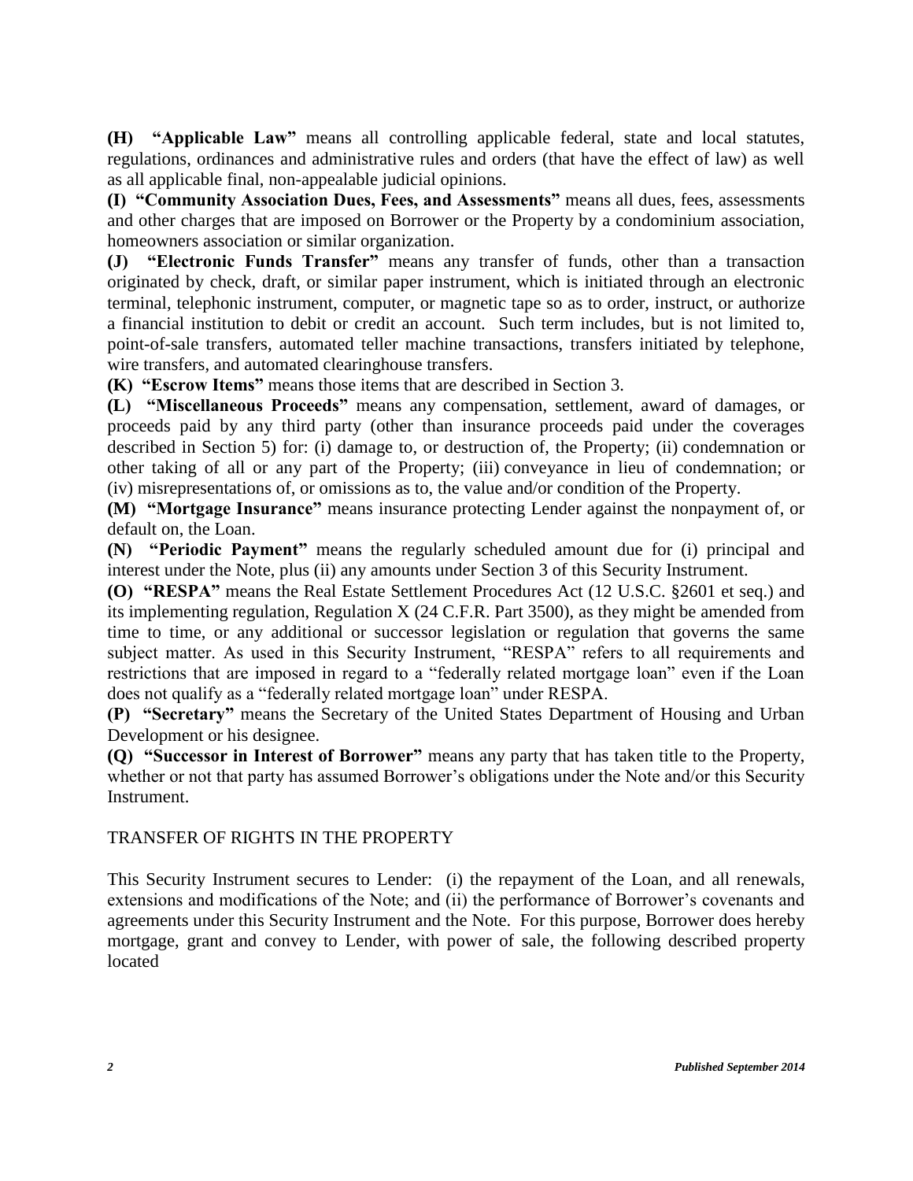**(H) "Applicable Law"** means all controlling applicable federal, state and local statutes, regulations, ordinances and administrative rules and orders (that have the effect of law) as well as all applicable final, non-appealable judicial opinions.

**(I) "Community Association Dues, Fees, and Assessments"** means all dues, fees, assessments and other charges that are imposed on Borrower or the Property by a condominium association, homeowners association or similar organization.

**(J) "Electronic Funds Transfer"** means any transfer of funds, other than a transaction originated by check, draft, or similar paper instrument, which is initiated through an electronic terminal, telephonic instrument, computer, or magnetic tape so as to order, instruct, or authorize a financial institution to debit or credit an account. Such term includes, but is not limited to, point-of-sale transfers, automated teller machine transactions, transfers initiated by telephone, wire transfers, and automated clearinghouse transfers.

**(K) "Escrow Items"** means those items that are described in Section 3.

**(L) "Miscellaneous Proceeds"** means any compensation, settlement, award of damages, or proceeds paid by any third party (other than insurance proceeds paid under the coverages described in Section 5) for: (i) damage to, or destruction of, the Property; (ii) condemnation or other taking of all or any part of the Property; (iii) conveyance in lieu of condemnation; or (iv) misrepresentations of, or omissions as to, the value and/or condition of the Property.

**(M) "Mortgage Insurance"** means insurance protecting Lender against the nonpayment of, or default on, the Loan.

**(N) "Periodic Payment"** means the regularly scheduled amount due for (i) principal and interest under the Note, plus (ii) any amounts under Section 3 of this Security Instrument.

**(O) "RESPA"** means the Real Estate Settlement Procedures Act (12 U.S.C. §2601 et seq.) and its implementing regulation, Regulation X (24 C.F.R. Part 3500), as they might be amended from time to time, or any additional or successor legislation or regulation that governs the same subject matter. As used in this Security Instrument, "RESPA" refers to all requirements and restrictions that are imposed in regard to a "federally related mortgage loan" even if the Loan does not qualify as a "federally related mortgage loan" under RESPA.

**(P) "Secretary"** means the Secretary of the United States Department of Housing and Urban Development or his designee.

**(Q) "Successor in Interest of Borrower"** means any party that has taken title to the Property, whether or not that party has assumed Borrower's obligations under the Note and/or this Security Instrument.

TRANSFER OF RIGHTS IN THE PROPERTY

This Security Instrument secures to Lender: (i) the repayment of the Loan, and all renewals, extensions and modifications of the Note; and (ii) the performance of Borrower's covenants and agreements under this Security Instrument and the Note. For this purpose, Borrower does hereby mortgage, grant and convey to Lender, with power of sale, the following described property located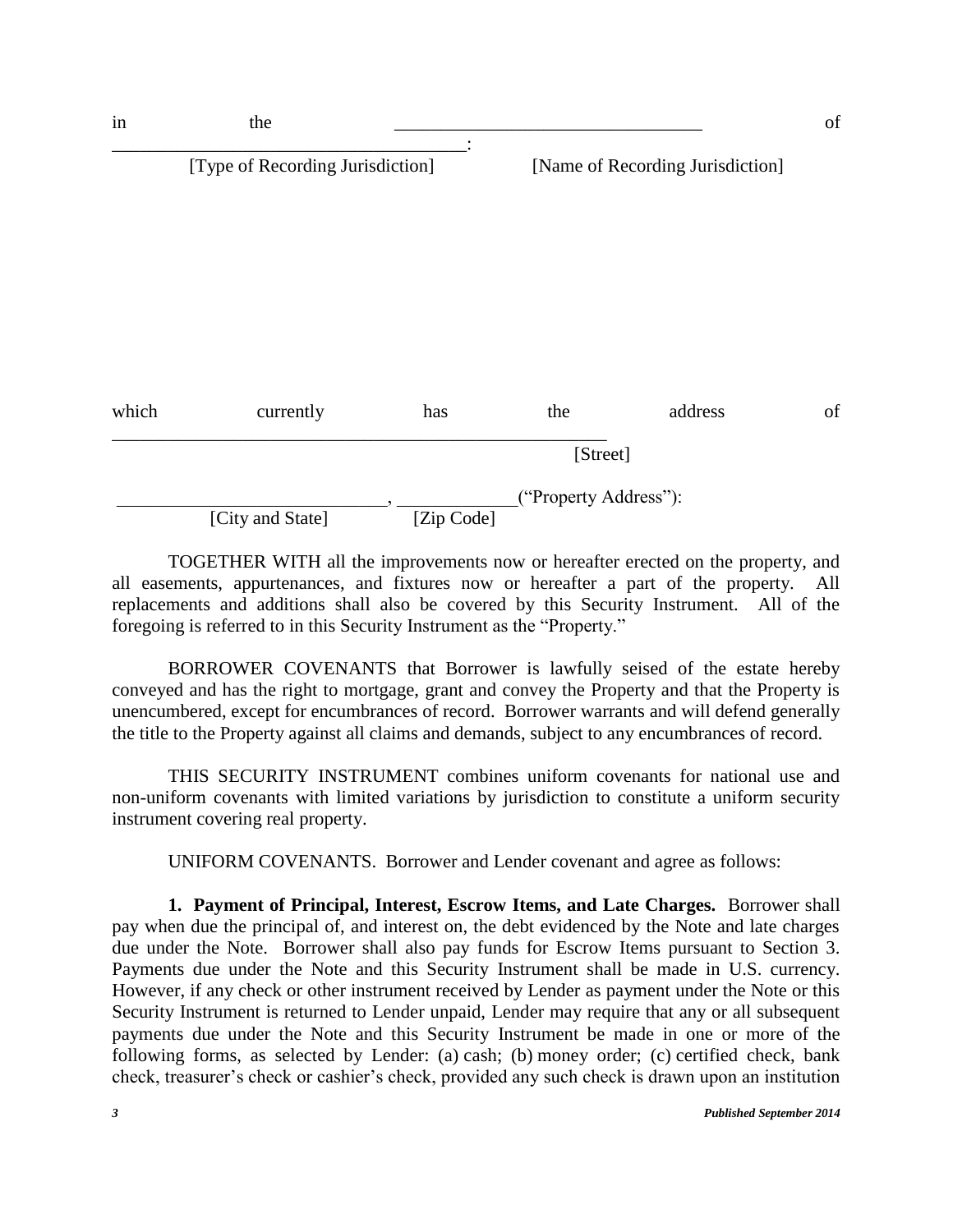in the ________________________________ of ____________________________________:
[Type of Recording Jurisdiction] [Name of Recording Jurisdiction]

which currently has the address of ______________________________________________________
[Street]

____________________________, ____________("Property Address"):
[City and State] [Zip Code]

TOGETHER WITH all the improvements now or hereafter erected on the property, and all easements, appurtenances, and fixtures now or hereafter a part of the property. All replacements and additions shall also be covered by this Security Instrument. All of the foregoing is referred to in this Security Instrument as the "Property."

BORROWER COVENANTS that Borrower is lawfully seised of the estate hereby conveyed and has the right to mortgage, grant and convey the Property and that the Property is unencumbered, except for encumbrances of record. Borrower warrants and will defend generally the title to the Property against all claims and demands, subject to any encumbrances of record.

THIS SECURITY INSTRUMENT combines uniform covenants for national use and non-uniform covenants with limited variations by jurisdiction to constitute a uniform security instrument covering real property.

UNIFORM COVENANTS. Borrower and Lender covenant and agree as follows:

**1. Payment of Principal, Interest, Escrow Items, and Late Charges.** Borrower shall pay when due the principal of, and interest on, the debt evidenced by the Note and late charges due under the Note. Borrower shall also pay funds for Escrow Items pursuant to Section 3. Payments due under the Note and this Security Instrument shall be made in U.S. currency. However, if any check or other instrument received by Lender as payment under the Note or this Security Instrument is returned to Lender unpaid, Lender may require that any or all subsequent payments due under the Note and this Security Instrument be made in one or more of the following forms, as selected by Lender: (a) cash; (b) money order; (c) certified check, bank check, treasurer's check or cashier's check, provided any such check is drawn upon an institution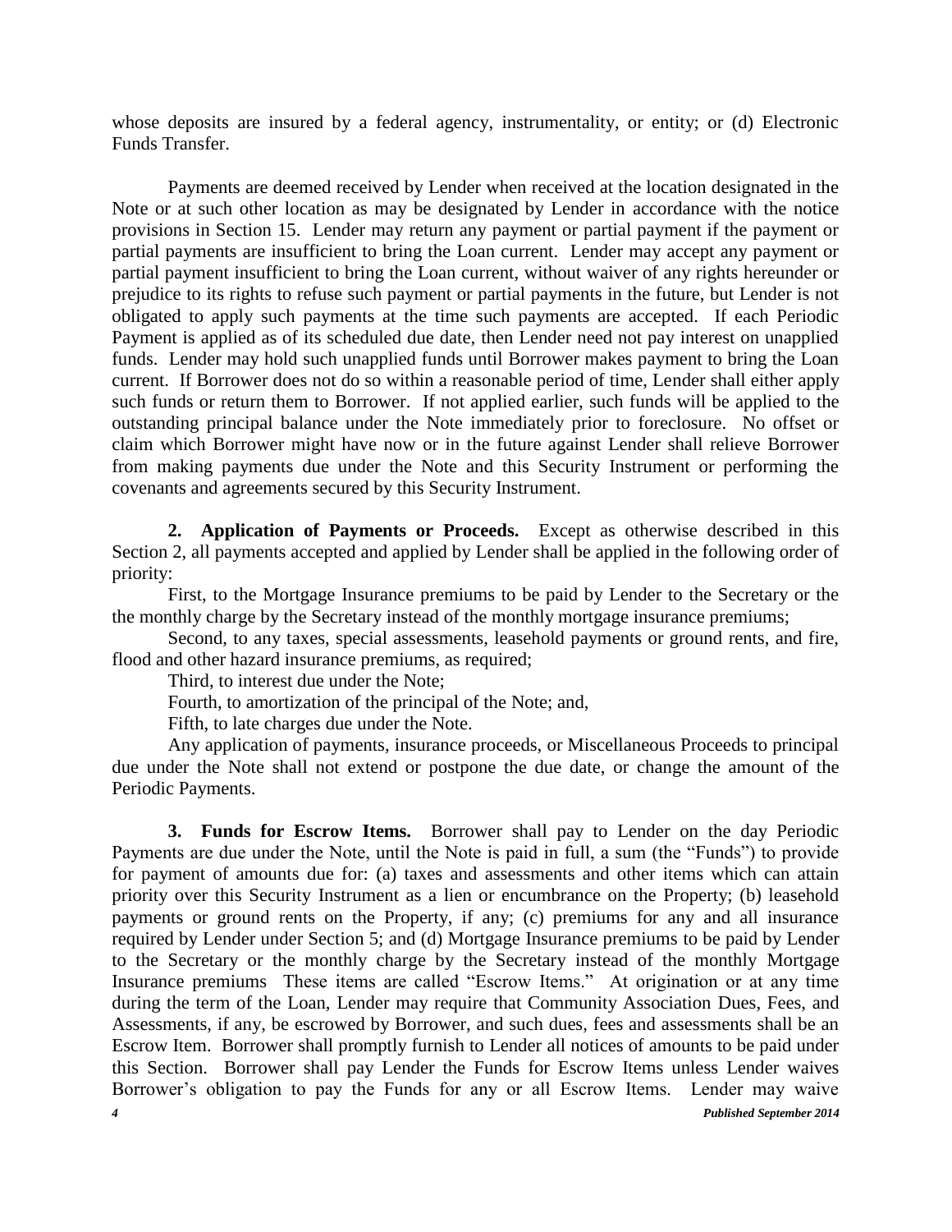whose deposits are insured by a federal agency, instrumentality, or entity; or (d) Electronic Funds Transfer.

Payments are deemed received by Lender when received at the location designated in the Note or at such other location as may be designated by Lender in accordance with the notice provisions in Section 15. Lender may return any payment or partial payment if the payment or partial payments are insufficient to bring the Loan current. Lender may accept any payment or partial payment insufficient to bring the Loan current, without waiver of any rights hereunder or prejudice to its rights to refuse such payment or partial payments in the future, but Lender is not obligated to apply such payments at the time such payments are accepted. If each Periodic Payment is applied as of its scheduled due date, then Lender need not pay interest on unapplied funds. Lender may hold such unapplied funds until Borrower makes payment to bring the Loan current. If Borrower does not do so within a reasonable period of time, Lender shall either apply such funds or return them to Borrower. If not applied earlier, such funds will be applied to the outstanding principal balance under the Note immediately prior to foreclosure. No offset or claim which Borrower might have now or in the future against Lender shall relieve Borrower from making payments due under the Note and this Security Instrument or performing the covenants and agreements secured by this Security Instrument.

**2. Application of Payments or Proceeds.** Except as otherwise described in this Section 2, all payments accepted and applied by Lender shall be applied in the following order of priority:

First, to the Mortgage Insurance premiums to be paid by Lender to the Secretary or the the monthly charge by the Secretary instead of the monthly mortgage insurance premiums;

Second, to any taxes, special assessments, leasehold payments or ground rents, and fire, flood and other hazard insurance premiums, as required;

Third, to interest due under the Note;

Fourth, to amortization of the principal of the Note; and,

Fifth, to late charges due under the Note.

Any application of payments, insurance proceeds, or Miscellaneous Proceeds to principal due under the Note shall not extend or postpone the due date, or change the amount of the Periodic Payments.

**3. Funds for Escrow Items.** Borrower shall pay to Lender on the day Periodic Payments are due under the Note, until the Note is paid in full, a sum (the "Funds") to provide for payment of amounts due for: (a) taxes and assessments and other items which can attain priority over this Security Instrument as a lien or encumbrance on the Property; (b) leasehold payments or ground rents on the Property, if any; (c) premiums for any and all insurance required by Lender under Section 5; and (d) Mortgage Insurance premiums to be paid by Lender to the Secretary or the monthly charge by the Secretary instead of the monthly Mortgage Insurance premiums These items are called "Escrow Items." At origination or at any time during the term of the Loan, Lender may require that Community Association Dues, Fees, and Assessments, if any, be escrowed by Borrower, and such dues, fees and assessments shall be an Escrow Item. Borrower shall promptly furnish to Lender all notices of amounts to be paid under this Section. Borrower shall pay Lender the Funds for Escrow Items unless Lender waives Borrower's obligation to pay the Funds for any or all Escrow Items. Lender may waive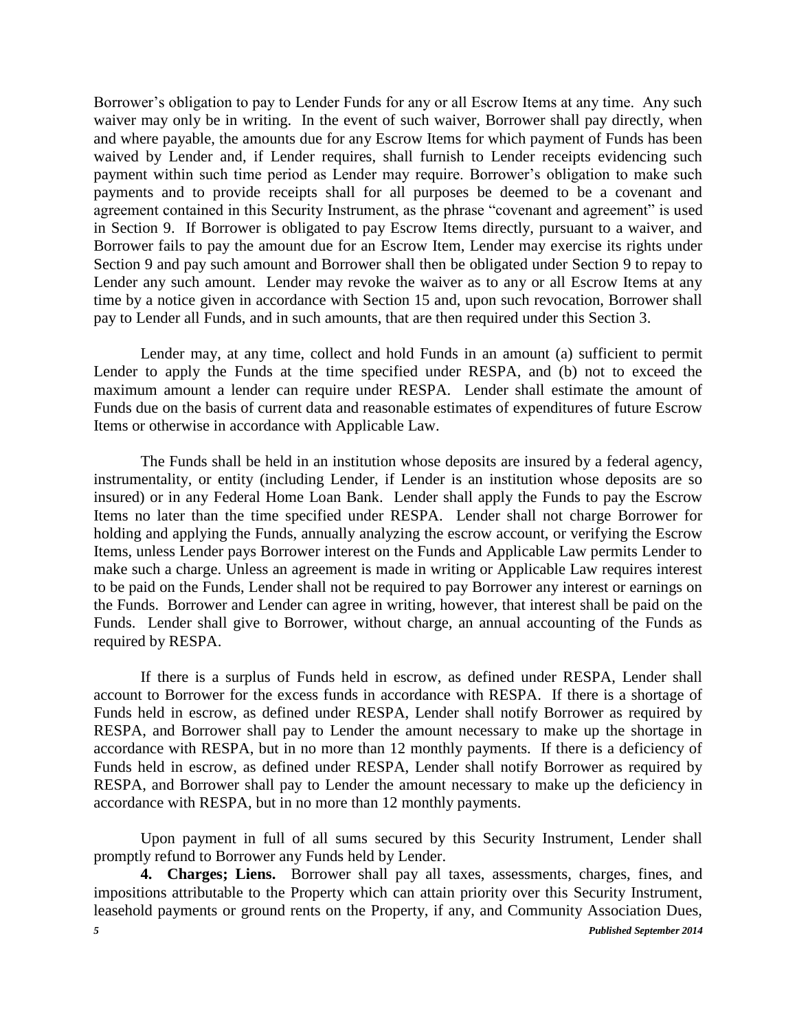Borrower's obligation to pay to Lender Funds for any or all Escrow Items at any time. Any such waiver may only be in writing. In the event of such waiver, Borrower shall pay directly, when and where payable, the amounts due for any Escrow Items for which payment of Funds has been waived by Lender and, if Lender requires, shall furnish to Lender receipts evidencing such payment within such time period as Lender may require. Borrower's obligation to make such payments and to provide receipts shall for all purposes be deemed to be a covenant and agreement contained in this Security Instrument, as the phrase "covenant and agreement" is used in Section 9. If Borrower is obligated to pay Escrow Items directly, pursuant to a waiver, and Borrower fails to pay the amount due for an Escrow Item, Lender may exercise its rights under Section 9 and pay such amount and Borrower shall then be obligated under Section 9 to repay to Lender any such amount. Lender may revoke the waiver as to any or all Escrow Items at any time by a notice given in accordance with Section 15 and, upon such revocation, Borrower shall pay to Lender all Funds, and in such amounts, that are then required under this Section 3.

Lender may, at any time, collect and hold Funds in an amount (a) sufficient to permit Lender to apply the Funds at the time specified under RESPA, and (b) not to exceed the maximum amount a lender can require under RESPA. Lender shall estimate the amount of Funds due on the basis of current data and reasonable estimates of expenditures of future Escrow Items or otherwise in accordance with Applicable Law.

The Funds shall be held in an institution whose deposits are insured by a federal agency, instrumentality, or entity (including Lender, if Lender is an institution whose deposits are so insured) or in any Federal Home Loan Bank. Lender shall apply the Funds to pay the Escrow Items no later than the time specified under RESPA. Lender shall not charge Borrower for holding and applying the Funds, annually analyzing the escrow account, or verifying the Escrow Items, unless Lender pays Borrower interest on the Funds and Applicable Law permits Lender to make such a charge. Unless an agreement is made in writing or Applicable Law requires interest to be paid on the Funds, Lender shall not be required to pay Borrower any interest or earnings on the Funds. Borrower and Lender can agree in writing, however, that interest shall be paid on the Funds. Lender shall give to Borrower, without charge, an annual accounting of the Funds as required by RESPA.

If there is a surplus of Funds held in escrow, as defined under RESPA, Lender shall account to Borrower for the excess funds in accordance with RESPA. If there is a shortage of Funds held in escrow, as defined under RESPA, Lender shall notify Borrower as required by RESPA, and Borrower shall pay to Lender the amount necessary to make up the shortage in accordance with RESPA, but in no more than 12 monthly payments. If there is a deficiency of Funds held in escrow, as defined under RESPA, Lender shall notify Borrower as required by RESPA, and Borrower shall pay to Lender the amount necessary to make up the deficiency in accordance with RESPA, but in no more than 12 monthly payments.

Upon payment in full of all sums secured by this Security Instrument, Lender shall promptly refund to Borrower any Funds held by Lender.

**4. Charges; Liens.** Borrower shall pay all taxes, assessments, charges, fines, and impositions attributable to the Property which can attain priority over this Security Instrument, leasehold payments or ground rents on the Property, if any, and Community Association Dues,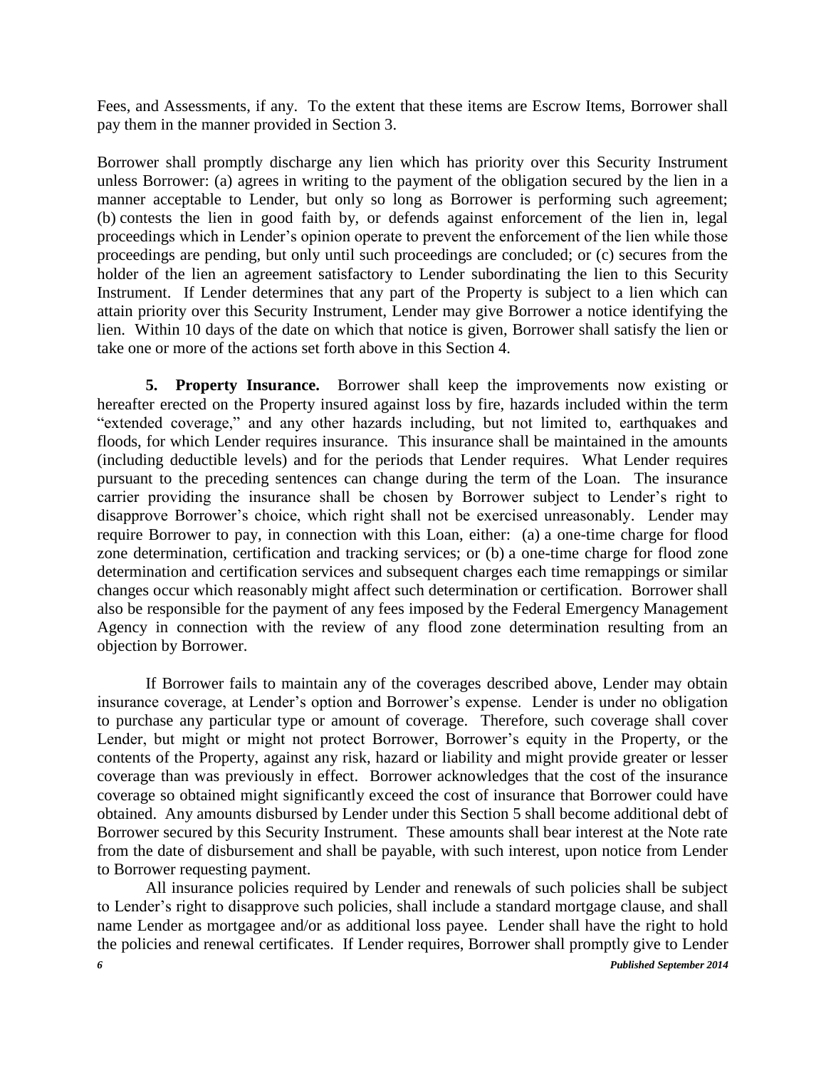Fees, and Assessments, if any. To the extent that these items are Escrow Items, Borrower shall pay them in the manner provided in Section 3.

Borrower shall promptly discharge any lien which has priority over this Security Instrument unless Borrower: (a) agrees in writing to the payment of the obligation secured by the lien in a manner acceptable to Lender, but only so long as Borrower is performing such agreement; (b) contests the lien in good faith by, or defends against enforcement of the lien in, legal proceedings which in Lender's opinion operate to prevent the enforcement of the lien while those proceedings are pending, but only until such proceedings are concluded; or (c) secures from the holder of the lien an agreement satisfactory to Lender subordinating the lien to this Security Instrument. If Lender determines that any part of the Property is subject to a lien which can attain priority over this Security Instrument, Lender may give Borrower a notice identifying the lien. Within 10 days of the date on which that notice is given, Borrower shall satisfy the lien or take one or more of the actions set forth above in this Section 4.

**5. Property Insurance.** Borrower shall keep the improvements now existing or hereafter erected on the Property insured against loss by fire, hazards included within the term "extended coverage," and any other hazards including, but not limited to, earthquakes and floods, for which Lender requires insurance. This insurance shall be maintained in the amounts (including deductible levels) and for the periods that Lender requires. What Lender requires pursuant to the preceding sentences can change during the term of the Loan. The insurance carrier providing the insurance shall be chosen by Borrower subject to Lender's right to disapprove Borrower's choice, which right shall not be exercised unreasonably. Lender may require Borrower to pay, in connection with this Loan, either: (a) a one-time charge for flood zone determination, certification and tracking services; or (b) a one-time charge for flood zone determination and certification services and subsequent charges each time remappings or similar changes occur which reasonably might affect such determination or certification. Borrower shall also be responsible for the payment of any fees imposed by the Federal Emergency Management Agency in connection with the review of any flood zone determination resulting from an objection by Borrower.

If Borrower fails to maintain any of the coverages described above, Lender may obtain insurance coverage, at Lender's option and Borrower's expense. Lender is under no obligation to purchase any particular type or amount of coverage. Therefore, such coverage shall cover Lender, but might or might not protect Borrower, Borrower's equity in the Property, or the contents of the Property, against any risk, hazard or liability and might provide greater or lesser coverage than was previously in effect. Borrower acknowledges that the cost of the insurance coverage so obtained might significantly exceed the cost of insurance that Borrower could have obtained. Any amounts disbursed by Lender under this Section 5 shall become additional debt of Borrower secured by this Security Instrument. These amounts shall bear interest at the Note rate from the date of disbursement and shall be payable, with such interest, upon notice from Lender to Borrower requesting payment.

All insurance policies required by Lender and renewals of such policies shall be subject to Lender's right to disapprove such policies, shall include a standard mortgage clause, and shall name Lender as mortgagee and/or as additional loss payee. Lender shall have the right to hold the policies and renewal certificates. If Lender requires, Borrower shall promptly give to Lender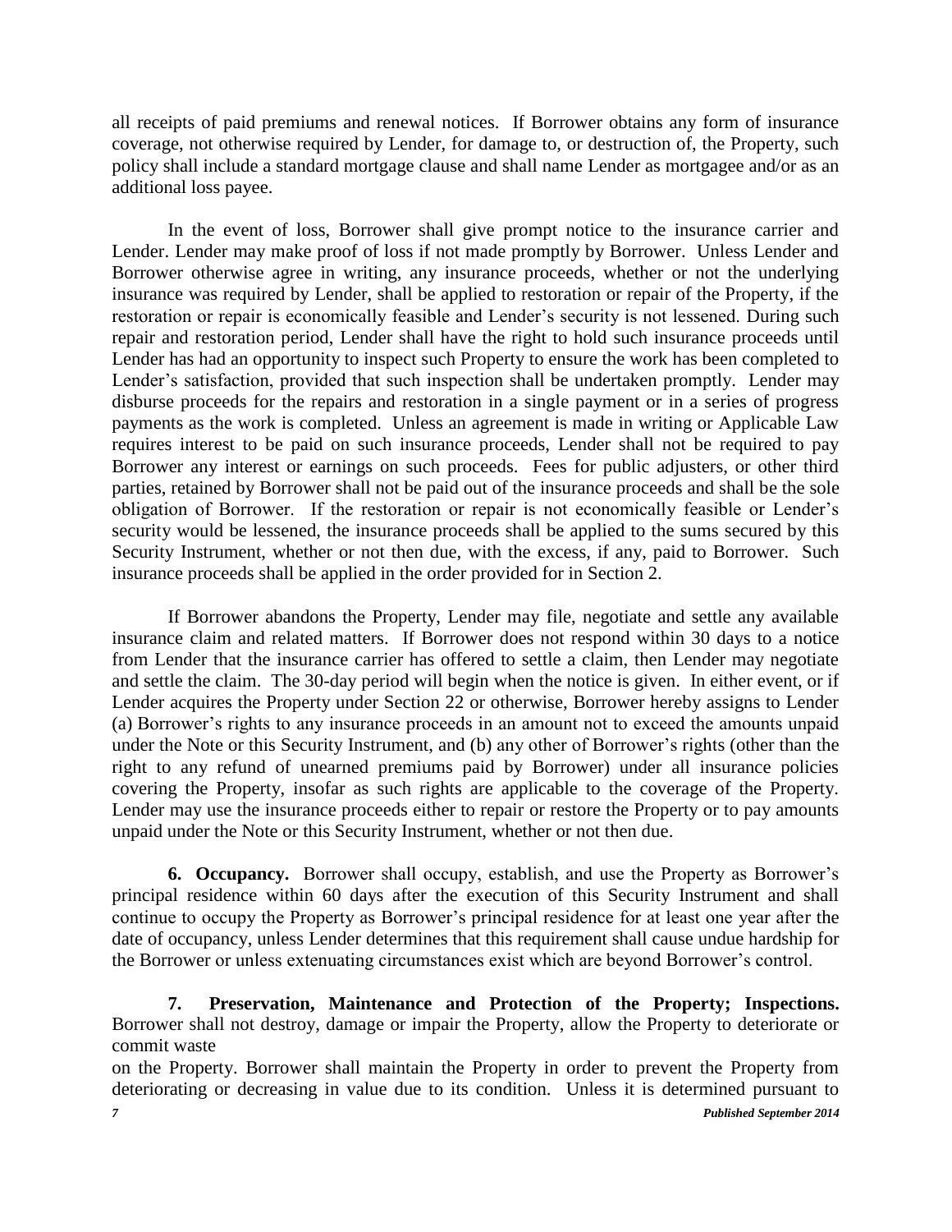all receipts of paid premiums and renewal notices. If Borrower obtains any form of insurance coverage, not otherwise required by Lender, for damage to, or destruction of, the Property, such policy shall include a standard mortgage clause and shall name Lender as mortgagee and/or as an additional loss payee.

In the event of loss, Borrower shall give prompt notice to the insurance carrier and Lender. Lender may make proof of loss if not made promptly by Borrower. Unless Lender and Borrower otherwise agree in writing, any insurance proceeds, whether or not the underlying insurance was required by Lender, shall be applied to restoration or repair of the Property, if the restoration or repair is economically feasible and Lender's security is not lessened. During such repair and restoration period, Lender shall have the right to hold such insurance proceeds until Lender has had an opportunity to inspect such Property to ensure the work has been completed to Lender's satisfaction, provided that such inspection shall be undertaken promptly. Lender may disburse proceeds for the repairs and restoration in a single payment or in a series of progress payments as the work is completed. Unless an agreement is made in writing or Applicable Law requires interest to be paid on such insurance proceeds, Lender shall not be required to pay Borrower any interest or earnings on such proceeds. Fees for public adjusters, or other third parties, retained by Borrower shall not be paid out of the insurance proceeds and shall be the sole obligation of Borrower. If the restoration or repair is not economically feasible or Lender's security would be lessened, the insurance proceeds shall be applied to the sums secured by this Security Instrument, whether or not then due, with the excess, if any, paid to Borrower. Such insurance proceeds shall be applied in the order provided for in Section 2.

If Borrower abandons the Property, Lender may file, negotiate and settle any available insurance claim and related matters. If Borrower does not respond within 30 days to a notice from Lender that the insurance carrier has offered to settle a claim, then Lender may negotiate and settle the claim. The 30-day period will begin when the notice is given. In either event, or if Lender acquires the Property under Section 22 or otherwise, Borrower hereby assigns to Lender (a) Borrower's rights to any insurance proceeds in an amount not to exceed the amounts unpaid under the Note or this Security Instrument, and (b) any other of Borrower's rights (other than the right to any refund of unearned premiums paid by Borrower) under all insurance policies covering the Property, insofar as such rights are applicable to the coverage of the Property. Lender may use the insurance proceeds either to repair or restore the Property or to pay amounts unpaid under the Note or this Security Instrument, whether or not then due.

**6. Occupancy.** Borrower shall occupy, establish, and use the Property as Borrower's principal residence within 60 days after the execution of this Security Instrument and shall continue to occupy the Property as Borrower's principal residence for at least one year after the date of occupancy, unless Lender determines that this requirement shall cause undue hardship for the Borrower or unless extenuating circumstances exist which are beyond Borrower's control.

**7. Preservation, Maintenance and Protection of the Property; Inspections.** Borrower shall not destroy, damage or impair the Property, allow the Property to deteriorate or commit waste on the Property. Borrower shall maintain the Property in order to prevent the Property from deteriorating or decreasing in value due to its condition. Unless it is determined pursuant to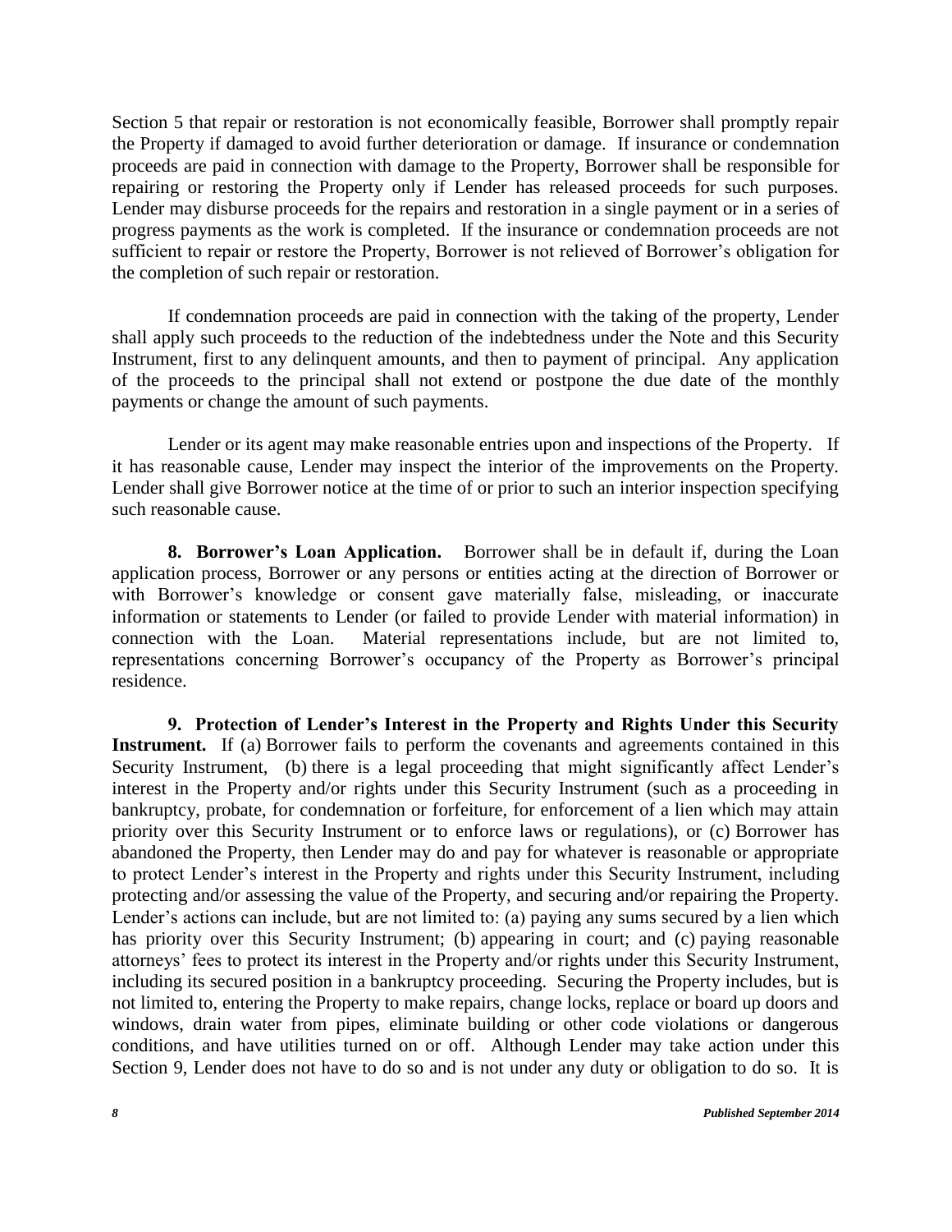Section 5 that repair or restoration is not economically feasible, Borrower shall promptly repair the Property if damaged to avoid further deterioration or damage. If insurance or condemnation proceeds are paid in connection with damage to the Property, Borrower shall be responsible for repairing or restoring the Property only if Lender has released proceeds for such purposes. Lender may disburse proceeds for the repairs and restoration in a single payment or in a series of progress payments as the work is completed. If the insurance or condemnation proceeds are not sufficient to repair or restore the Property, Borrower is not relieved of Borrower's obligation for the completion of such repair or restoration.

If condemnation proceeds are paid in connection with the taking of the property, Lender shall apply such proceeds to the reduction of the indebtedness under the Note and this Security Instrument, first to any delinquent amounts, and then to payment of principal. Any application of the proceeds to the principal shall not extend or postpone the due date of the monthly payments or change the amount of such payments.

Lender or its agent may make reasonable entries upon and inspections of the Property. If it has reasonable cause, Lender may inspect the interior of the improvements on the Property. Lender shall give Borrower notice at the time of or prior to such an interior inspection specifying such reasonable cause.

**8. Borrower's Loan Application.** Borrower shall be in default if, during the Loan application process, Borrower or any persons or entities acting at the direction of Borrower or with Borrower's knowledge or consent gave materially false, misleading, or inaccurate information or statements to Lender (or failed to provide Lender with material information) in connection with the Loan. Material representations include, but are not limited to, representations concerning Borrower's occupancy of the Property as Borrower's principal residence.

**9. Protection of Lender's Interest in the Property and Rights Under this Security Instrument.** If (a) Borrower fails to perform the covenants and agreements contained in this Security Instrument, (b) there is a legal proceeding that might significantly affect Lender's interest in the Property and/or rights under this Security Instrument (such as a proceeding in bankruptcy, probate, for condemnation or forfeiture, for enforcement of a lien which may attain priority over this Security Instrument or to enforce laws or regulations), or (c) Borrower has abandoned the Property, then Lender may do and pay for whatever is reasonable or appropriate to protect Lender's interest in the Property and rights under this Security Instrument, including protecting and/or assessing the value of the Property, and securing and/or repairing the Property. Lender's actions can include, but are not limited to: (a) paying any sums secured by a lien which has priority over this Security Instrument; (b) appearing in court; and (c) paying reasonable attorneys' fees to protect its interest in the Property and/or rights under this Security Instrument, including its secured position in a bankruptcy proceeding. Securing the Property includes, but is not limited to, entering the Property to make repairs, change locks, replace or board up doors and windows, drain water from pipes, eliminate building or other code violations or dangerous conditions, and have utilities turned on or off. Although Lender may take action under this Section 9, Lender does not have to do so and is not under any duty or obligation to do so. It is

*Published September 2014*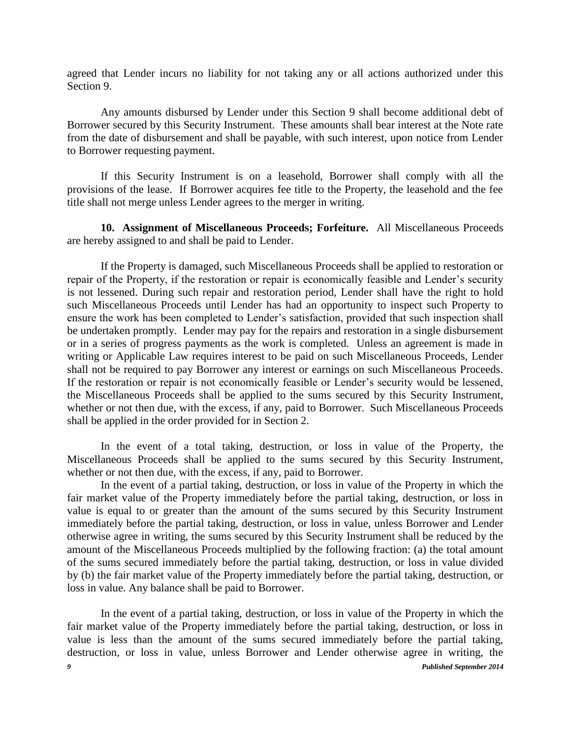agreed that Lender incurs no liability for not taking any or all actions authorized under this Section 9.

Any amounts disbursed by Lender under this Section 9 shall become additional debt of Borrower secured by this Security Instrument. These amounts shall bear interest at the Note rate from the date of disbursement and shall be payable, with such interest, upon notice from Lender to Borrower requesting payment.

If this Security Instrument is on a leasehold, Borrower shall comply with all the provisions of the lease. If Borrower acquires fee title to the Property, the leasehold and the fee title shall not merge unless Lender agrees to the merger in writing.

**10. Assignment of Miscellaneous Proceeds; Forfeiture.** All Miscellaneous Proceeds are hereby assigned to and shall be paid to Lender.

If the Property is damaged, such Miscellaneous Proceeds shall be applied to restoration or repair of the Property, if the restoration or repair is economically feasible and Lender's security is not lessened. During such repair and restoration period, Lender shall have the right to hold such Miscellaneous Proceeds until Lender has had an opportunity to inspect such Property to ensure the work has been completed to Lender's satisfaction, provided that such inspection shall be undertaken promptly. Lender may pay for the repairs and restoration in a single disbursement or in a series of progress payments as the work is completed. Unless an agreement is made in writing or Applicable Law requires interest to be paid on such Miscellaneous Proceeds, Lender shall not be required to pay Borrower any interest or earnings on such Miscellaneous Proceeds. If the restoration or repair is not economically feasible or Lender's security would be lessened, the Miscellaneous Proceeds shall be applied to the sums secured by this Security Instrument, whether or not then due, with the excess, if any, paid to Borrower. Such Miscellaneous Proceeds shall be applied in the order provided for in Section 2.

In the event of a total taking, destruction, or loss in value of the Property, the Miscellaneous Proceeds shall be applied to the sums secured by this Security Instrument, whether or not then due, with the excess, if any, paid to Borrower.

In the event of a partial taking, destruction, or loss in value of the Property in which the fair market value of the Property immediately before the partial taking, destruction, or loss in value is equal to or greater than the amount of the sums secured by this Security Instrument immediately before the partial taking, destruction, or loss in value, unless Borrower and Lender otherwise agree in writing, the sums secured by this Security Instrument shall be reduced by the amount of the Miscellaneous Proceeds multiplied by the following fraction: (a) the total amount of the sums secured immediately before the partial taking, destruction, or loss in value divided by (b) the fair market value of the Property immediately before the partial taking, destruction, or loss in value. Any balance shall be paid to Borrower.

In the event of a partial taking, destruction, or loss in value of the Property in which the fair market value of the Property immediately before the partial taking, destruction, or loss in value is less than the amount of the sums secured immediately before the partial taking, destruction, or loss in value, unless Borrower and Lender otherwise agree in writing, the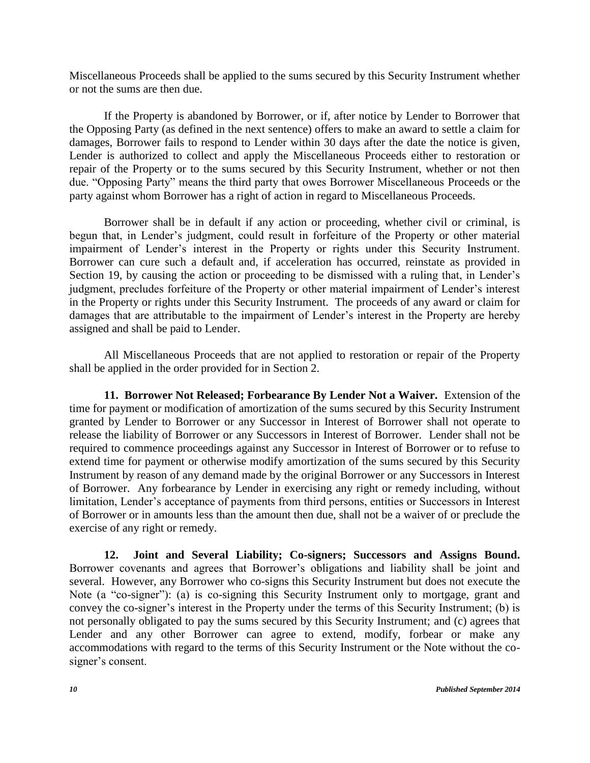Miscellaneous Proceeds shall be applied to the sums secured by this Security Instrument whether or not the sums are then due.

If the Property is abandoned by Borrower, or if, after notice by Lender to Borrower that the Opposing Party (as defined in the next sentence) offers to make an award to settle a claim for damages, Borrower fails to respond to Lender within 30 days after the date the notice is given, Lender is authorized to collect and apply the Miscellaneous Proceeds either to restoration or repair of the Property or to the sums secured by this Security Instrument, whether or not then due. "Opposing Party" means the third party that owes Borrower Miscellaneous Proceeds or the party against whom Borrower has a right of action in regard to Miscellaneous Proceeds.

Borrower shall be in default if any action or proceeding, whether civil or criminal, is begun that, in Lender's judgment, could result in forfeiture of the Property or other material impairment of Lender's interest in the Property or rights under this Security Instrument. Borrower can cure such a default and, if acceleration has occurred, reinstate as provided in Section 19, by causing the action or proceeding to be dismissed with a ruling that, in Lender's judgment, precludes forfeiture of the Property or other material impairment of Lender's interest in the Property or rights under this Security Instrument. The proceeds of any award or claim for damages that are attributable to the impairment of Lender's interest in the Property are hereby assigned and shall be paid to Lender.

All Miscellaneous Proceeds that are not applied to restoration or repair of the Property shall be applied in the order provided for in Section 2.

**11. Borrower Not Released; Forbearance By Lender Not a Waiver.** Extension of the time for payment or modification of amortization of the sums secured by this Security Instrument granted by Lender to Borrower or any Successor in Interest of Borrower shall not operate to release the liability of Borrower or any Successors in Interest of Borrower. Lender shall not be required to commence proceedings against any Successor in Interest of Borrower or to refuse to extend time for payment or otherwise modify amortization of the sums secured by this Security Instrument by reason of any demand made by the original Borrower or any Successors in Interest of Borrower. Any forbearance by Lender in exercising any right or remedy including, without limitation, Lender's acceptance of payments from third persons, entities or Successors in Interest of Borrower or in amounts less than the amount then due, shall not be a waiver of or preclude the exercise of any right or remedy.

**12. Joint and Several Liability; Co-signers; Successors and Assigns Bound.** Borrower covenants and agrees that Borrower's obligations and liability shall be joint and several. However, any Borrower who co-signs this Security Instrument but does not execute the Note (a "co-signer"): (a) is co-signing this Security Instrument only to mortgage, grant and convey the co-signer's interest in the Property under the terms of this Security Instrument; (b) is not personally obligated to pay the sums secured by this Security Instrument; and (c) agrees that Lender and any other Borrower can agree to extend, modify, forbear or make any accommodations with regard to the terms of this Security Instrument or the Note without the co-signer's consent.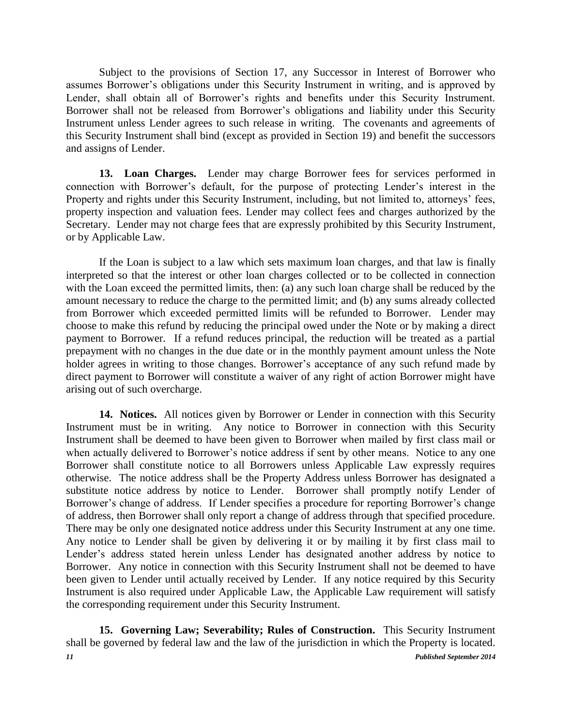Subject to the provisions of Section 17, any Successor in Interest of Borrower who assumes Borrower's obligations under this Security Instrument in writing, and is approved by Lender, shall obtain all of Borrower's rights and benefits under this Security Instrument. Borrower shall not be released from Borrower's obligations and liability under this Security Instrument unless Lender agrees to such release in writing. The covenants and agreements of this Security Instrument shall bind (except as provided in Section 19) and benefit the successors and assigns of Lender.

**13. Loan Charges.** Lender may charge Borrower fees for services performed in connection with Borrower's default, for the purpose of protecting Lender's interest in the Property and rights under this Security Instrument, including, but not limited to, attorneys' fees, property inspection and valuation fees. Lender may collect fees and charges authorized by the Secretary. Lender may not charge fees that are expressly prohibited by this Security Instrument, or by Applicable Law.

If the Loan is subject to a law which sets maximum loan charges, and that law is finally interpreted so that the interest or other loan charges collected or to be collected in connection with the Loan exceed the permitted limits, then: (a) any such loan charge shall be reduced by the amount necessary to reduce the charge to the permitted limit; and (b) any sums already collected from Borrower which exceeded permitted limits will be refunded to Borrower. Lender may choose to make this refund by reducing the principal owed under the Note or by making a direct payment to Borrower. If a refund reduces principal, the reduction will be treated as a partial prepayment with no changes in the due date or in the monthly payment amount unless the Note holder agrees in writing to those changes. Borrower's acceptance of any such refund made by direct payment to Borrower will constitute a waiver of any right of action Borrower might have arising out of such overcharge.

**14. Notices.** All notices given by Borrower or Lender in connection with this Security Instrument must be in writing. Any notice to Borrower in connection with this Security Instrument shall be deemed to have been given to Borrower when mailed by first class mail or when actually delivered to Borrower's notice address if sent by other means. Notice to any one Borrower shall constitute notice to all Borrowers unless Applicable Law expressly requires otherwise. The notice address shall be the Property Address unless Borrower has designated a substitute notice address by notice to Lender. Borrower shall promptly notify Lender of Borrower's change of address. If Lender specifies a procedure for reporting Borrower's change of address, then Borrower shall only report a change of address through that specified procedure. There may be only one designated notice address under this Security Instrument at any one time. Any notice to Lender shall be given by delivering it or by mailing it by first class mail to Lender's address stated herein unless Lender has designated another address by notice to Borrower. Any notice in connection with this Security Instrument shall not be deemed to have been given to Lender until actually received by Lender. If any notice required by this Security Instrument is also required under Applicable Law, the Applicable Law requirement will satisfy the corresponding requirement under this Security Instrument.

**15. Governing Law; Severability; Rules of Construction.** This Security Instrument shall be governed by federal law and the law of the jurisdiction in which the Property is located.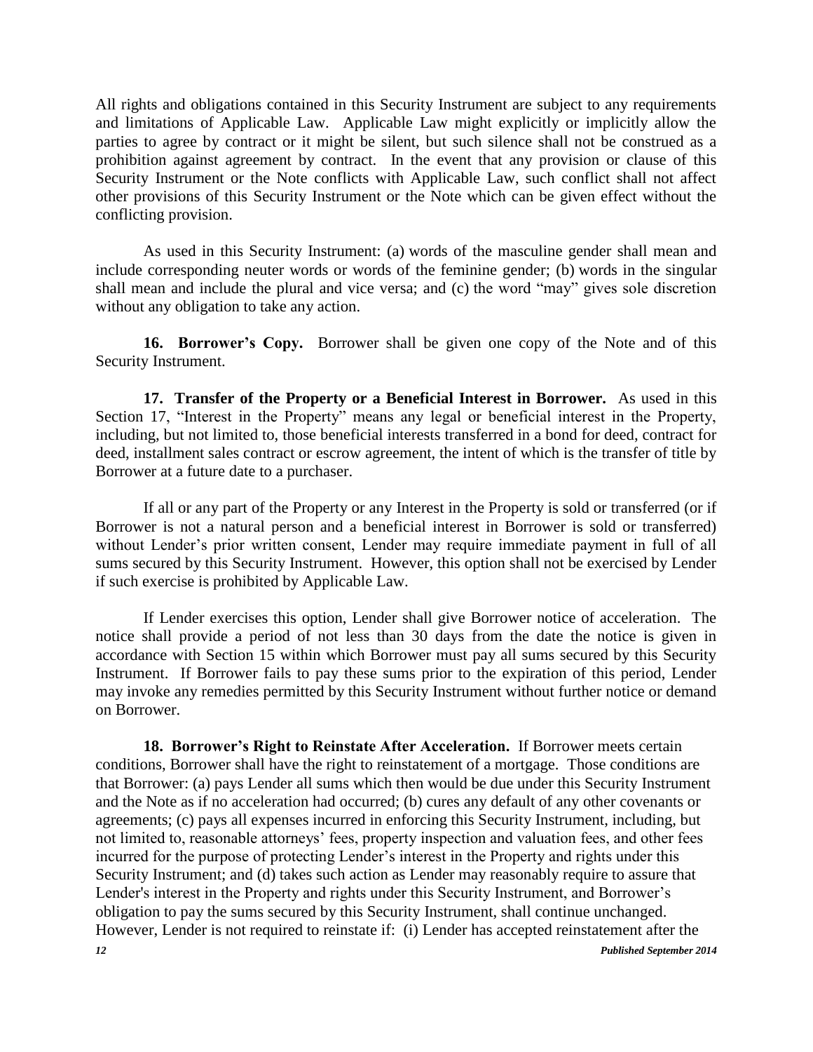All rights and obligations contained in this Security Instrument are subject to any requirements and limitations of Applicable Law. Applicable Law might explicitly or implicitly allow the parties to agree by contract or it might be silent, but such silence shall not be construed as a prohibition against agreement by contract. In the event that any provision or clause of this Security Instrument or the Note conflicts with Applicable Law, such conflict shall not affect other provisions of this Security Instrument or the Note which can be given effect without the conflicting provision.

As used in this Security Instrument: (a) words of the masculine gender shall mean and include corresponding neuter words or words of the feminine gender; (b) words in the singular shall mean and include the plural and vice versa; and (c) the word "may" gives sole discretion without any obligation to take any action.

**16. Borrower's Copy.** Borrower shall be given one copy of the Note and of this Security Instrument.

**17. Transfer of the Property or a Beneficial Interest in Borrower.** As used in this Section 17, "Interest in the Property" means any legal or beneficial interest in the Property, including, but not limited to, those beneficial interests transferred in a bond for deed, contract for deed, installment sales contract or escrow agreement, the intent of which is the transfer of title by Borrower at a future date to a purchaser.

If all or any part of the Property or any Interest in the Property is sold or transferred (or if Borrower is not a natural person and a beneficial interest in Borrower is sold or transferred) without Lender's prior written consent, Lender may require immediate payment in full of all sums secured by this Security Instrument. However, this option shall not be exercised by Lender if such exercise is prohibited by Applicable Law.

If Lender exercises this option, Lender shall give Borrower notice of acceleration. The notice shall provide a period of not less than 30 days from the date the notice is given in accordance with Section 15 within which Borrower must pay all sums secured by this Security Instrument. If Borrower fails to pay these sums prior to the expiration of this period, Lender may invoke any remedies permitted by this Security Instrument without further notice or demand on Borrower.

**18. Borrower's Right to Reinstate After Acceleration.** If Borrower meets certain conditions, Borrower shall have the right to reinstatement of a mortgage. Those conditions are that Borrower: (a) pays Lender all sums which then would be due under this Security Instrument and the Note as if no acceleration had occurred; (b) cures any default of any other covenants or agreements; (c) pays all expenses incurred in enforcing this Security Instrument, including, but not limited to, reasonable attorneys' fees, property inspection and valuation fees, and other fees incurred for the purpose of protecting Lender's interest in the Property and rights under this Security Instrument; and (d) takes such action as Lender may reasonably require to assure that Lender's interest in the Property and rights under this Security Instrument, and Borrower's obligation to pay the sums secured by this Security Instrument, shall continue unchanged. However, Lender is not required to reinstate if: (i) Lender has accepted reinstatement after the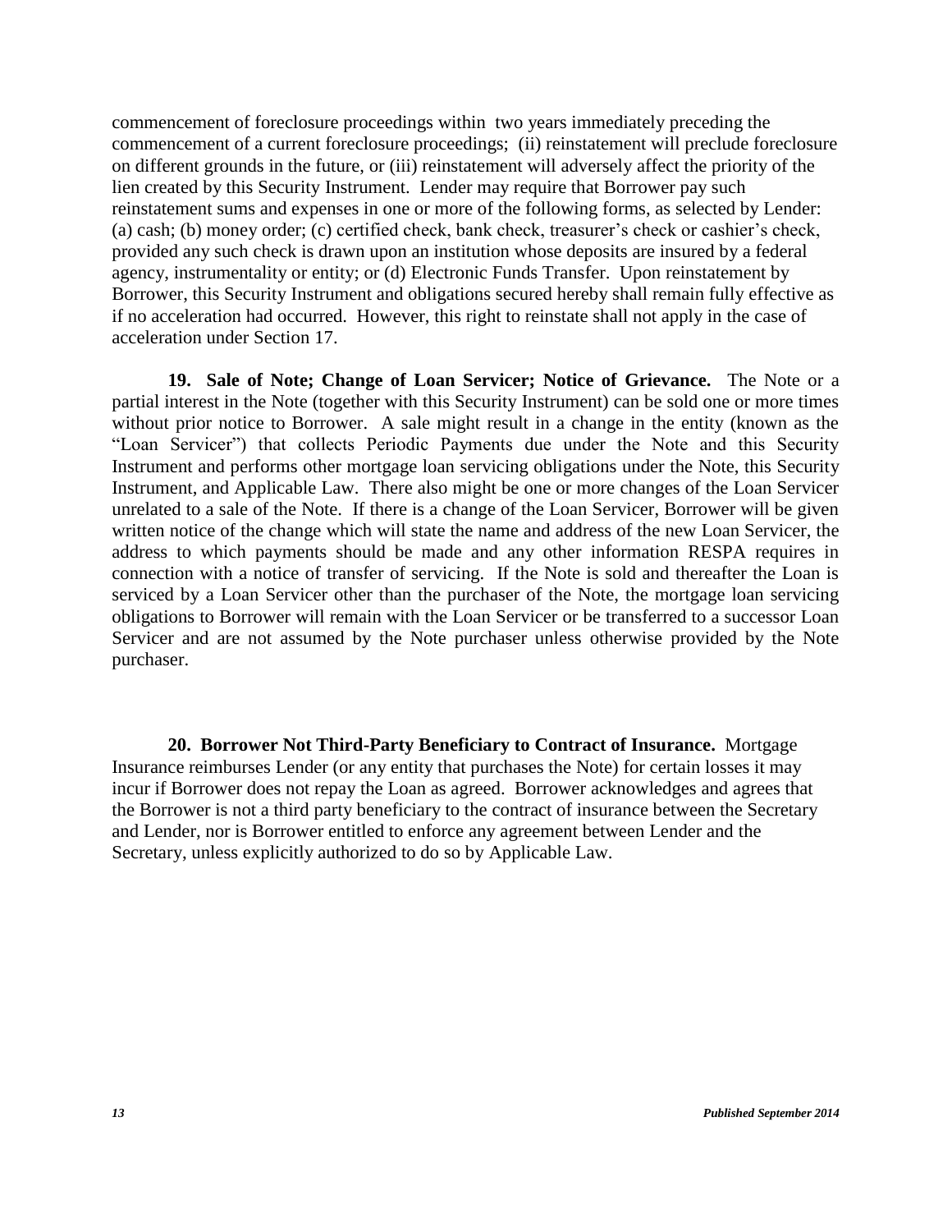commencement of foreclosure proceedings within two years immediately preceding the commencement of a current foreclosure proceedings; (ii) reinstatement will preclude foreclosure on different grounds in the future, or (iii) reinstatement will adversely affect the priority of the lien created by this Security Instrument. Lender may require that Borrower pay such reinstatement sums and expenses in one or more of the following forms, as selected by Lender: (a) cash; (b) money order; (c) certified check, bank check, treasurer's check or cashier's check, provided any such check is drawn upon an institution whose deposits are insured by a federal agency, instrumentality or entity; or (d) Electronic Funds Transfer. Upon reinstatement by Borrower, this Security Instrument and obligations secured hereby shall remain fully effective as if no acceleration had occurred. However, this right to reinstate shall not apply in the case of acceleration under Section 17.

**19. Sale of Note; Change of Loan Servicer; Notice of Grievance.** The Note or a partial interest in the Note (together with this Security Instrument) can be sold one or more times without prior notice to Borrower. A sale might result in a change in the entity (known as the "Loan Servicer") that collects Periodic Payments due under the Note and this Security Instrument and performs other mortgage loan servicing obligations under the Note, this Security Instrument, and Applicable Law. There also might be one or more changes of the Loan Servicer unrelated to a sale of the Note. If there is a change of the Loan Servicer, Borrower will be given written notice of the change which will state the name and address of the new Loan Servicer, the address to which payments should be made and any other information RESPA requires in connection with a notice of transfer of servicing. If the Note is sold and thereafter the Loan is serviced by a Loan Servicer other than the purchaser of the Note, the mortgage loan servicing obligations to Borrower will remain with the Loan Servicer or be transferred to a successor Loan Servicer and are not assumed by the Note purchaser unless otherwise provided by the Note purchaser.

**20. Borrower Not Third-Party Beneficiary to Contract of Insurance.** Mortgage Insurance reimburses Lender (or any entity that purchases the Note) for certain losses it may incur if Borrower does not repay the Loan as agreed. Borrower acknowledges and agrees that the Borrower is not a third party beneficiary to the contract of insurance between the Secretary and Lender, nor is Borrower entitled to enforce any agreement between Lender and the Secretary, unless explicitly authorized to do so by Applicable Law.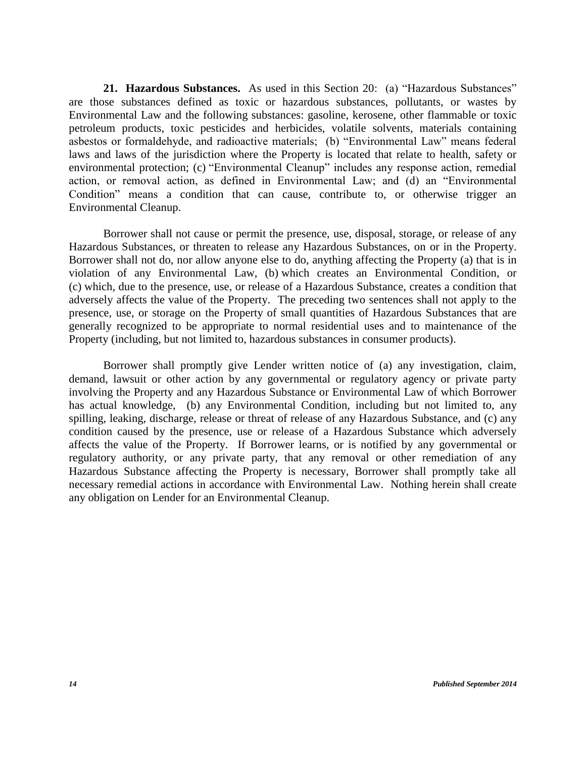**21. Hazardous Substances.** As used in this Section 20: (a) "Hazardous Substances" are those substances defined as toxic or hazardous substances, pollutants, or wastes by Environmental Law and the following substances: gasoline, kerosene, other flammable or toxic petroleum products, toxic pesticides and herbicides, volatile solvents, materials containing asbestos or formaldehyde, and radioactive materials; (b) "Environmental Law" means federal laws and laws of the jurisdiction where the Property is located that relate to health, safety or environmental protection; (c) "Environmental Cleanup" includes any response action, remedial action, or removal action, as defined in Environmental Law; and (d) an "Environmental Condition" means a condition that can cause, contribute to, or otherwise trigger an Environmental Cleanup.

Borrower shall not cause or permit the presence, use, disposal, storage, or release of any Hazardous Substances, or threaten to release any Hazardous Substances, on or in the Property. Borrower shall not do, nor allow anyone else to do, anything affecting the Property (a) that is in violation of any Environmental Law, (b) which creates an Environmental Condition, or (c) which, due to the presence, use, or release of a Hazardous Substance, creates a condition that adversely affects the value of the Property. The preceding two sentences shall not apply to the presence, use, or storage on the Property of small quantities of Hazardous Substances that are generally recognized to be appropriate to normal residential uses and to maintenance of the Property (including, but not limited to, hazardous substances in consumer products).

Borrower shall promptly give Lender written notice of (a) any investigation, claim, demand, lawsuit or other action by any governmental or regulatory agency or private party involving the Property and any Hazardous Substance or Environmental Law of which Borrower has actual knowledge, (b) any Environmental Condition, including but not limited to, any spilling, leaking, discharge, release or threat of release of any Hazardous Substance, and (c) any condition caused by the presence, use or release of a Hazardous Substance which adversely affects the value of the Property. If Borrower learns, or is notified by any governmental or regulatory authority, or any private party, that any removal or other remediation of any Hazardous Substance affecting the Property is necessary, Borrower shall promptly take all necessary remedial actions in accordance with Environmental Law. Nothing herein shall create any obligation on Lender for an Environmental Cleanup.

*Published September 2014*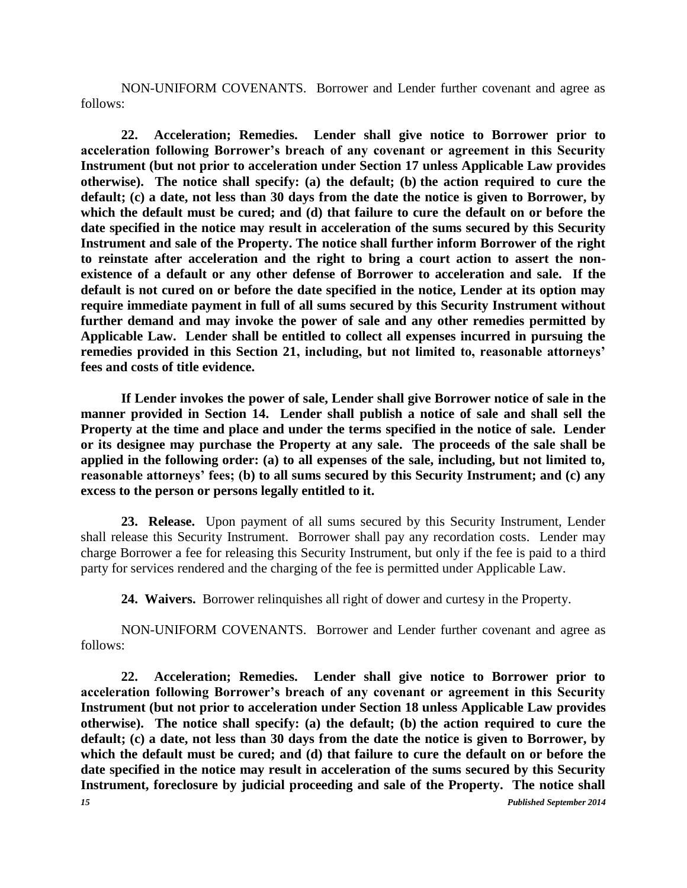NON-UNIFORM COVENANTS. Borrower and Lender further covenant and agree as follows:

**22. Acceleration; Remedies. Lender shall give notice to Borrower prior to acceleration following Borrower's breach of any covenant or agreement in this Security Instrument (but not prior to acceleration under Section 17 unless Applicable Law provides otherwise). The notice shall specify: (a) the default; (b) the action required to cure the default; (c) a date, not less than 30 days from the date the notice is given to Borrower, by which the default must be cured; and (d) that failure to cure the default on or before the date specified in the notice may result in acceleration of the sums secured by this Security Instrument and sale of the Property. The notice shall further inform Borrower of the right to reinstate after acceleration and the right to bring a court action to assert the non-existence of a default or any other defense of Borrower to acceleration and sale. If the default is not cured on or before the date specified in the notice, Lender at its option may require immediate payment in full of all sums secured by this Security Instrument without further demand and may invoke the power of sale and any other remedies permitted by Applicable Law. Lender shall be entitled to collect all expenses incurred in pursuing the remedies provided in this Section 21, including, but not limited to, reasonable attorneys' fees and costs of title evidence.**

**If Lender invokes the power of sale, Lender shall give Borrower notice of sale in the manner provided in Section 14. Lender shall publish a notice of sale and shall sell the Property at the time and place and under the terms specified in the notice of sale. Lender or its designee may purchase the Property at any sale. The proceeds of the sale shall be applied in the following order: (a) to all expenses of the sale, including, but not limited to, reasonable attorneys' fees; (b) to all sums secured by this Security Instrument; and (c) any excess to the person or persons legally entitled to it.**

**23. Release.** Upon payment of all sums secured by this Security Instrument, Lender shall release this Security Instrument. Borrower shall pay any recordation costs. Lender may charge Borrower a fee for releasing this Security Instrument, but only if the fee is paid to a third party for services rendered and the charging of the fee is permitted under Applicable Law.

**24. Waivers.** Borrower relinquishes all right of dower and curtesy in the Property.

NON-UNIFORM COVENANTS. Borrower and Lender further covenant and agree as follows:

**22. Acceleration; Remedies. Lender shall give notice to Borrower prior to acceleration following Borrower's breach of any covenant or agreement in this Security Instrument (but not prior to acceleration under Section 18 unless Applicable Law provides otherwise). The notice shall specify: (a) the default; (b) the action required to cure the default; (c) a date, not less than 30 days from the date the notice is given to Borrower, by which the default must be cured; and (d) that failure to cure the default on or before the date specified in the notice may result in acceleration of the sums secured by this Security Instrument, foreclosure by judicial proceeding and sale of the Property. The notice shall**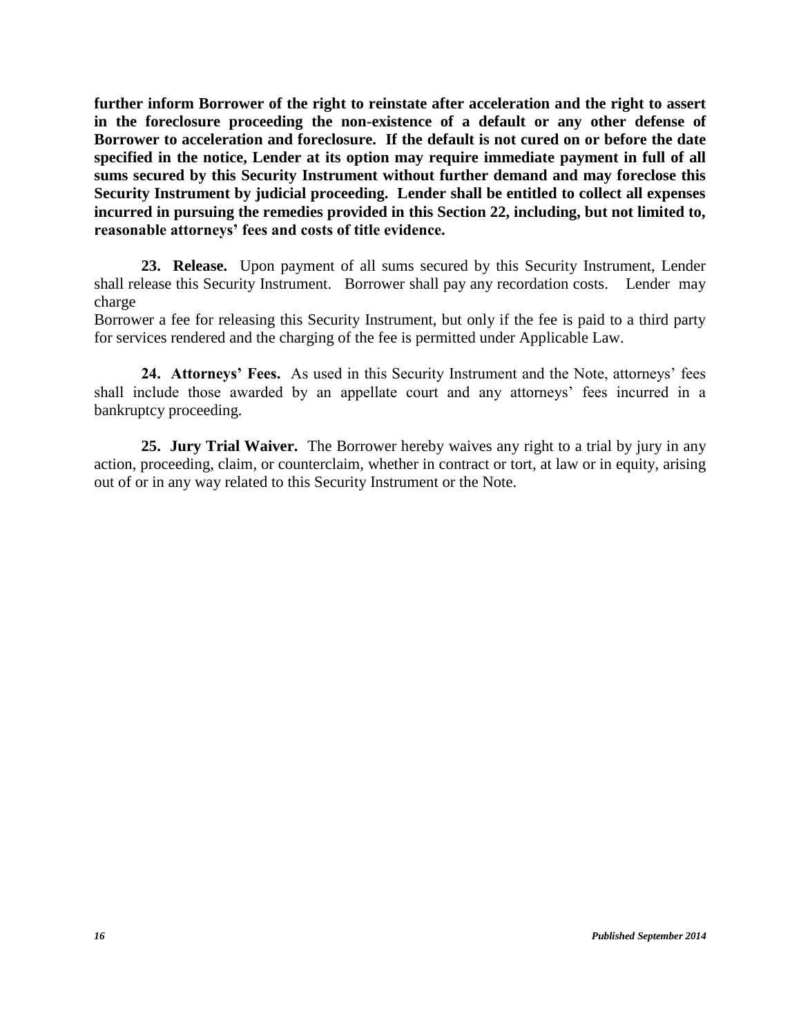**further inform Borrower of the right to reinstate after acceleration and the right to assert in the foreclosure proceeding the non-existence of a default or any other defense of Borrower to acceleration and foreclosure. If the default is not cured on or before the date specified in the notice, Lender at its option may require immediate payment in full of all sums secured by this Security Instrument without further demand and may foreclose this Security Instrument by judicial proceeding. Lender shall be entitled to collect all expenses incurred in pursuing the remedies provided in this Section 22, including, but not limited to, reasonable attorneys' fees and costs of title evidence.**

**23. Release.** Upon payment of all sums secured by this Security Instrument, Lender shall release this Security Instrument. Borrower shall pay any recordation costs. Lender may charge
Borrower a fee for releasing this Security Instrument, but only if the fee is paid to a third party for services rendered and the charging of the fee is permitted under Applicable Law.

**24. Attorneys' Fees.** As used in this Security Instrument and the Note, attorneys' fees shall include those awarded by an appellate court and any attorneys' fees incurred in a bankruptcy proceeding.

**25. Jury Trial Waiver.** The Borrower hereby waives any right to a trial by jury in any action, proceeding, claim, or counterclaim, whether in contract or tort, at law or in equity, arising out of or in any way related to this Security Instrument or the Note.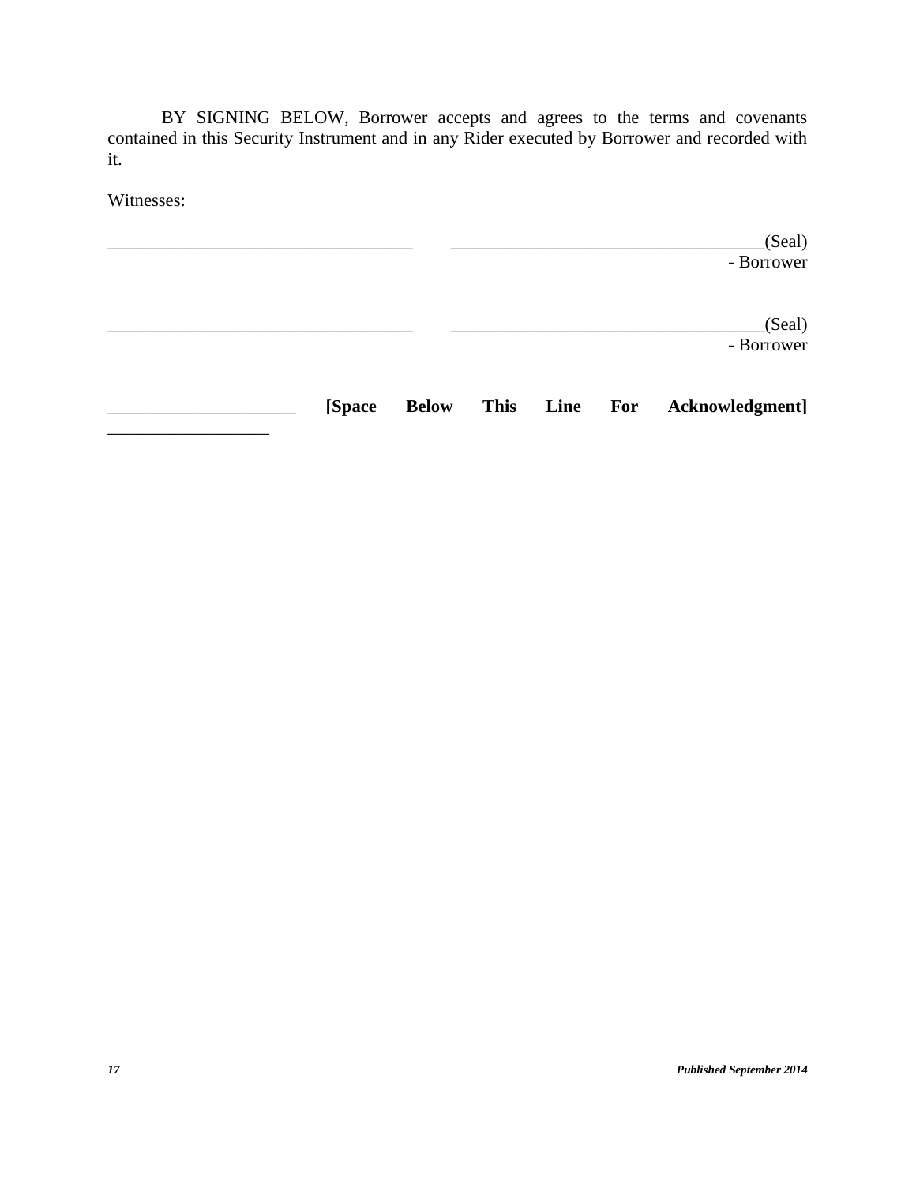BY SIGNING BELOW, Borrower accepts and agrees to the terms and covenants contained in this Security Instrument and in any Rider executed by Borrower and recorded with it.

Witnesses:

___________________________________ ___________________________________(Seal)
- Borrower

___________________________________ ___________________________________(Seal)
- Borrower

_____________________ **[Space Below This Line For Acknowledgment]** __________________